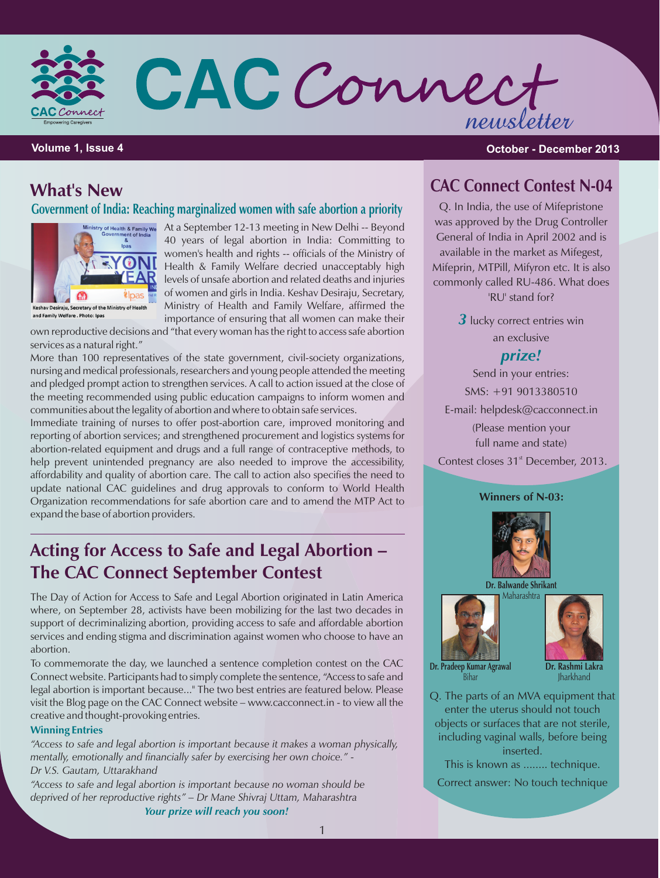# CAC Connect newsletter

**Volume 1, Issue 4** — **October - December 2013**

## What's New

### Government of India: Reaching marginalized women with safe abortion a priority

Keshav Desiraju, Secretary of the Ministry of Health and Family Welfare. Photo: Ipas

At a September 12-13 meeting in New Delhi -- Beyond 40 years of legal abortion in India: Committing to women's health and rights -- officials of the Ministry of Health & Family Welfare decried unacceptably high levels of unsafe abortion and related deaths and injuries of women and girls in India. Keshav Desiraju, Secretary, Ministry of Health and Family Welfare, affirmed the importance of ensuring that all women can make their own reproductive decisions and "that every woman has the right to access safe abortion services as a natural right."

More than 100 representatives of the state government, civil-society organizations, nursing and medical professionals, researchers and young people attended the meeting and pledged prompt action to strengthen services. A call to action issued at the close of the meeting recommended using public education campaigns to inform women and communities about the legality of abortion and where to obtain safe services.

Immediate training of nurses to offer post-abortion care, improved monitoring and reporting of abortion services; and strengthened procurement and logistics systems for abortion-related equipment and drugs and a full range of contraceptive methods, to help prevent unintended pregnancy are also needed to improve the accessibility, affordability and quality of abortion care. The call to action also specifies the need to update national CAC guidelines and drug approvals to conform to World Health Organization recommendations for safe abortion care and to amend the MTP Act to expand the base of abortion providers.

## Acting for Access to Safe and Legal Abortion – The CAC Connect September Contest

The Day of Action for Access to Safe and Legal Abortion originated in Latin America where, on September 28, activists have been mobilizing for the last two decades in support of decriminalizing abortion, providing access to safe and affordable abortion services and ending stigma and discrimination against women who choose to have an abortion.

To commemorate the day, we launched a sentence completion contest on the CAC Connect website. Participants had to simply complete the sentence, "Access to safe and legal abortion is important because..." The two best entries are featured below. Please visit the Blog page on the CAC Connect website – www.cacconnect.in - to view all the creative and thought-provoking entries.

**Winning Entries**

*"Access to safe and legal abortion is important because it makes a woman physically, mentally, emotionally and financially safer by exercising her own choice." - Dr V.S. Gautam, Uttarakhand*

*"Access to safe and legal abortion is important because no woman should be deprived of her reproductive rights" – Dr Mane Shivraj Uttam, Maharashtra*

***Your prize will reach you soon!***

## CAC Connect Contest N-04

Q. In India, the use of Mifepristone was approved by the Drug Controller General of India in April 2002 and is available in the market as Mifegest, Mifeprin, MTPill, Mifyron etc. It is also commonly called RU-486. What does 'RU' stand for?

***3*** lucky correct entries win an exclusive ***prize!***

Send in your entries:

SMS: +91 9013380510

E-mail: helpdesk@cacconnect.in

(Please mention your full name and state)

Contest closes 31st December, 2013.

**Winners of N-03:**

**Dr. Balwande Shrikant**, Maharashtra

**Dr. Pradeep Kumar Agrawal**, Bihar

**Dr. Rashmi Lakra**, Jharkhand

Q. The parts of an MVA equipment that enter the uterus should not touch objects or surfaces that are not sterile, including vaginal walls, before being inserted.

This is known as ........ technique.

Correct answer: No touch technique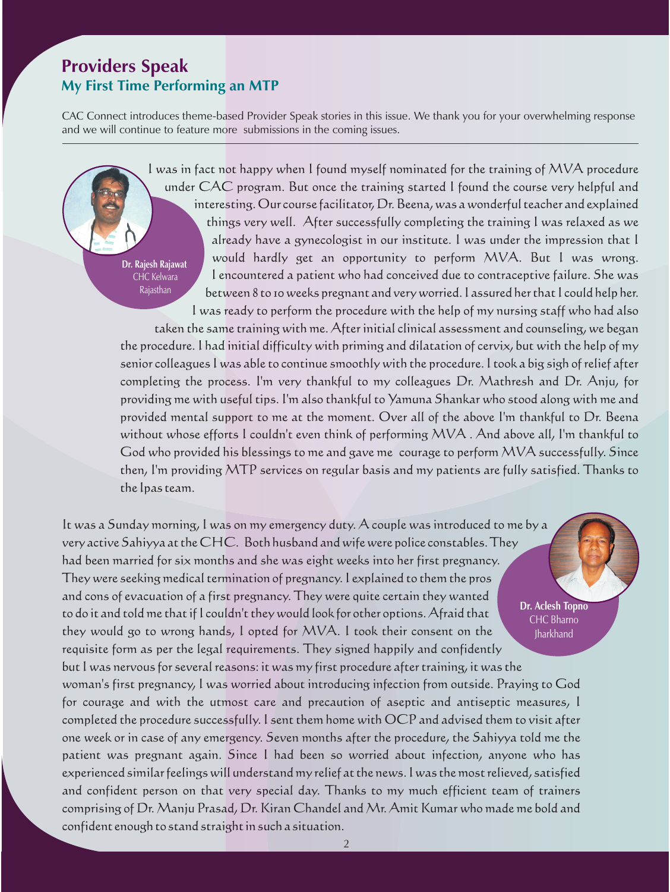# Providers Speak

## My First Time Performing an MTP

CAC Connect introduces theme-based Provider Speak stories in this issue. We thank you for your overwhelming response and we will continue to feature more submissions in the coming issues.

---

**Dr. Rajesh Rajawat**
CHC Kelwara
Rajasthan

I was in fact not happy when I found myself nominated for the training of MVA procedure under CAC program. But once the training started I found the course very helpful and interesting. Our course facilitator, Dr. Beena, was a wonderful teacher and explained things very well. After successfully completing the training I was relaxed as we already have a gynecologist in our institute. I was under the impression that I would hardly get an opportunity to perform MVA. But I was wrong. I encountered a patient who had conceived due to contraceptive failure. She was between 8 to 10 weeks pregnant and very worried. I assured her that I could help her. I was ready to perform the procedure with the help of my nursing staff who had also taken the same training with me. After initial clinical assessment and counseling, we began the procedure. I had initial difficulty with priming and dilatation of cervix, but with the help of my senior colleagues I was able to continue smoothly with the procedure. I took a big sigh of relief after completing the process. I'm very thankful to my colleagues Dr. Mathresh and Dr. Anju, for providing me with useful tips. I'm also thankful to Yamuna Shankar who stood along with me and provided mental support to me at the moment. Over all of the above I'm thankful to Dr. Beena without whose efforts I couldn't even think of performing MVA . And above all, I'm thankful to God who provided his blessings to me and gave me courage to perform MVA successfully. Since then, I'm providing MTP services on regular basis and my patients are fully satisfied. Thanks to the Ipas team.

**Dr. Aclesh Topno**
CHC Bharno
Jharkhand

It was a Sunday morning, I was on my emergency duty. A couple was introduced to me by a very active Sahiyya at the CHC. Both husband and wife were police constables. They had been married for six months and she was eight weeks into her first pregnancy. They were seeking medical termination of pregnancy. I explained to them the pros and cons of evacuation of a first pregnancy. They were quite certain they wanted to do it and told me that if I couldn't they would look for other options. Afraid that they would go to wrong hands, I opted for MVA. I took their consent on the requisite form as per the legal requirements. They signed happily and confidently but I was nervous for several reasons: it was my first procedure after training, it was the woman's first pregnancy, I was worried about introducing infection from outside. Praying to God for courage and with the utmost care and precaution of aseptic and antiseptic measures, I completed the procedure successfully. I sent them home with OCP and advised them to visit after one week or in case of any emergency. Seven months after the procedure, the Sahiyya told me the patient was pregnant again. Since I had been so worried about infection, anyone who has experienced similar feelings will understand my relief at the news. I was the most relieved, satisfied and confident person on that very special day. Thanks to my much efficient team of trainers comprising of Dr. Manju Prasad, Dr. Kiran Chandel and Mr. Amit Kumar who made me bold and confident enough to stand straight in such a situation.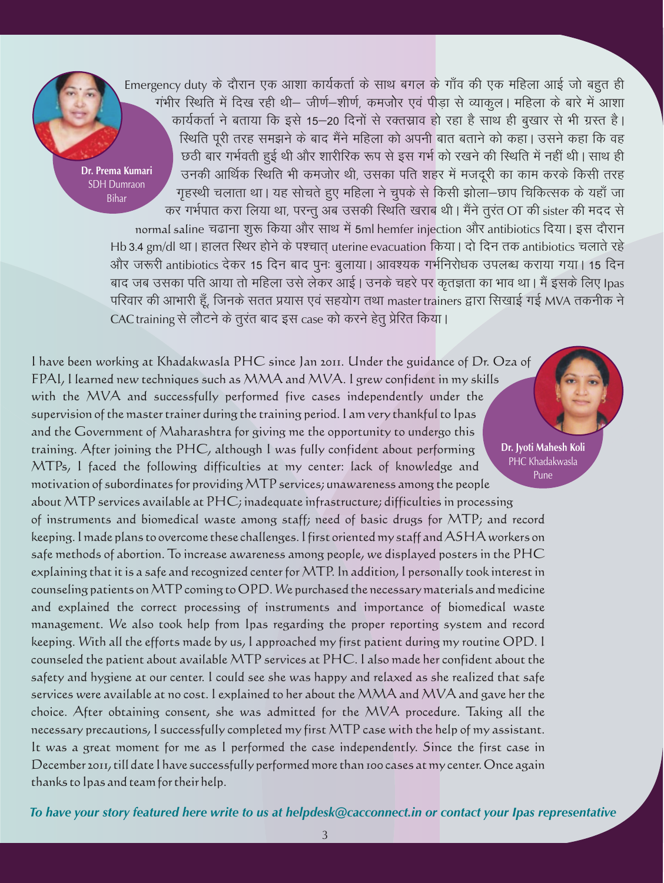**Dr. Prema Kumari**
SDH Dumraon
Bihar

Emergency duty के दौरान एक आशा कार्यकर्ता के साथ बगल के गाँव की एक महिला आई जो बहुत ही गंभीर स्थिति में दिख रही थी– जीर्ण–शीर्ण, कमजोर एवं पीड़ा से व्याकुल। महिला के बारे में आशा कार्यकर्ता ने बताया कि इसे 15–20 दिनों से रक्तस्राव हो रहा है साथ ही बुखार से भी ग्रस्त है। स्थिति पूरी तरह समझने के बाद मैंने महिला को अपनी बात बताने को कहा। उसने कहा कि वह छठी बार गर्भवती हुई थी और शारीरिक रूप से इस गर्भ को रखने की स्थिति में नहीं थी। साथ ही उनकी आर्थिक स्थिति भी कमजोर थी, उसका पति शहर में मजदूरी का काम करके किसी तरह गृहस्थी चलाता था। यह सोचते हुए महिला ने चुपके से किसी झोला–छाप चिकित्सक के यहाँ जा कर गर्भपात करा लिया था, परन्तु अब उसकी स्थिति खराब थी। मैंने तुरंत OT की sister की मदद से normal saline चढाना शुरू किया और साथ में 5ml hemfer injection और antibiotics दिया। इस दौरान Hb 3.4 gm/dl था। हालत स्थिर होने के पश्चात् uterine evacuation किया। दो दिन तक antibiotics चलाते रहे और जरूरी antibiotics देकर 15 दिन बाद पुनः बुलाया। आवश्यक गर्भनिरोधक उपलब्ध कराया गया। 15 दिन बाद जब उसका पति आया तो महिला उसे लेकर आई। उनके चहरे पर कृतज्ञता का भाव था। मैं इसके लिए Ipas परिवार की आभारी हूँ, जिनके सतत प्रयास एवं सहयोग तथा master trainers द्वारा सिखाई गई MVA तकनीक ने CAC training से लौटने के तुरंत बाद इस case को करने हेतु प्रेरित किया।

**Dr. Jyoti Mahesh Koli**
PHC Khadakwasla
Pune

I have been working at Khadakwasla PHC since Jan 2011. Under the guidance of Dr. Oza of FPAI, I learned new techniques such as MMA and MVA. I grew confident in my skills with the MVA and successfully performed five cases independently under the supervision of the master trainer during the training period. I am very thankful to Ipas and the Government of Maharashtra for giving me the opportunity to undergo this training. After joining the PHC, although I was fully confident about performing MTPs, I faced the following difficulties at my center: lack of knowledge and motivation of subordinates for providing MTP services; unawareness among the people about MTP services available at PHC; inadequate infrastructure; difficulties in processing of instruments and biomedical waste among staff; need of basic drugs for MTP; and record keeping. I made plans to overcome these challenges. I first oriented my staff and ASHA workers on safe methods of abortion. To increase awareness among people, we displayed posters in the PHC explaining that it is a safe and recognized center for MTP. In addition, I personally took interest in counseling patients on MTP coming to OPD. We purchased the necessary materials and medicine and explained the correct processing of instruments and importance of biomedical waste management. We also took help from Ipas regarding the proper reporting system and record keeping. With all the efforts made by us, I approached my first patient during my routine OPD. I counseled the patient about available MTP services at PHC. I also made her confident about the safety and hygiene at our center. I could see she was happy and relaxed as she realized that safe services were available at no cost. I explained to her about the MMA and MVA and gave her the choice. After obtaining consent, she was admitted for the MVA procedure. Taking all the necessary precautions, I successfully completed my first MTP case with the help of my assistant. It was a great moment for me as I performed the case independently. Since the first case in December 2011, till date I have successfully performed more than 100 cases at my center. Once again thanks to Ipas and team for their help.

***To have your story featured here write to us at helpdesk@cacconnect.in or contact your Ipas representative***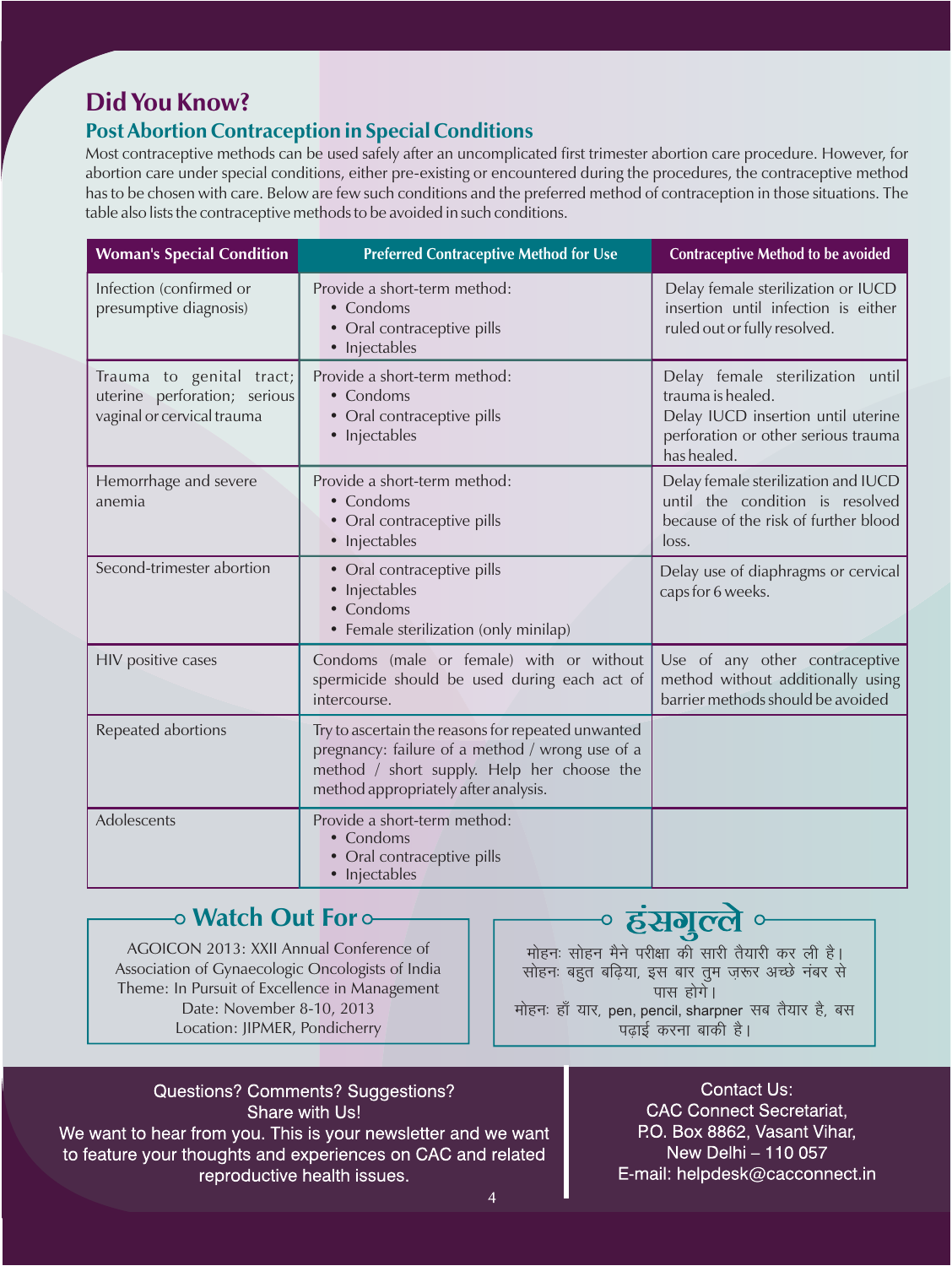# Did You Know?

## Post Abortion Contraception in Special Conditions

Most contraceptive methods can be used safely after an uncomplicated first trimester abortion care procedure. However, for abortion care under special conditions, either pre-existing or encountered during the procedures, the contraceptive method has to be chosen with care. Below are few such conditions and the preferred method of contraception in those situations. The table also lists the contraceptive methods to be avoided in such conditions.

| Woman's Special Condition | Preferred Contraceptive Method for Use | Contraceptive Method to be avoided |
|---|---|---|
| Infection (confirmed or presumptive diagnosis) | Provide a short-term method:<br>• Condoms<br>• Oral contraceptive pills<br>• Injectables | Delay female sterilization or IUCD insertion until infection is either ruled out or fully resolved. |
| Trauma to genital tract; uterine perforation; serious vaginal or cervical trauma | Provide a short-term method:<br>• Condoms<br>• Oral contraceptive pills<br>• Injectables | Delay female sterilization until trauma is healed.<br>Delay IUCD insertion until uterine perforation or other serious trauma has healed. |
| Hemorrhage and severe anemia | Provide a short-term method:<br>• Condoms<br>• Oral contraceptive pills<br>• Injectables | Delay female sterilization and IUCD until the condition is resolved because of the risk of further blood loss. |
| Second-trimester abortion | • Oral contraceptive pills<br>• Injectables<br>• Condoms<br>• Female sterilization (only minilap) | Delay use of diaphragms or cervical caps for 6 weeks. |
| HIV positive cases | Condoms (male or female) with or without spermicide should be used during each act of intercourse. | Use of any other contraceptive method without additionally using barrier methods should be avoided |
| Repeated abortions | Try to ascertain the reasons for repeated unwanted pregnancy: failure of a method / wrong use of a method / short supply. Help her choose the method appropriately after analysis. | |
| Adolescents | Provide a short-term method:<br>• Condoms<br>• Oral contraceptive pills<br>• Injectables | |

## Watch Out For

AGOICON 2013: XXII Annual Conference of Association of Gynaecologic Oncologists of India
Theme: In Pursuit of Excellence in Management
Date: November 8-10, 2013
Location: JIPMER, Pondicherry

## हंसगुल्ले

मोहनः सोहन मैने परीक्षा की सारी तैयारी कर ली है।
सोहनः बहुत बढ़िया, इस बार तुम ज़रूर अच्छे नंबर से पास होगे।
मोहनः हाँ यार, pen, pencil, sharpner सब तैयार है, बस पढ़ाई करना बाकी है।

Questions? Comments? Suggestions?
Share with Us!
We want to hear from you. This is your newsletter and we want to feature your thoughts and experiences on CAC and related reproductive health issues.

Contact Us:
CAC Connect Secretariat,
P.O. Box 8862, Vasant Vihar,
New Delhi – 110 057
E-mail: helpdesk@cacconnect.in